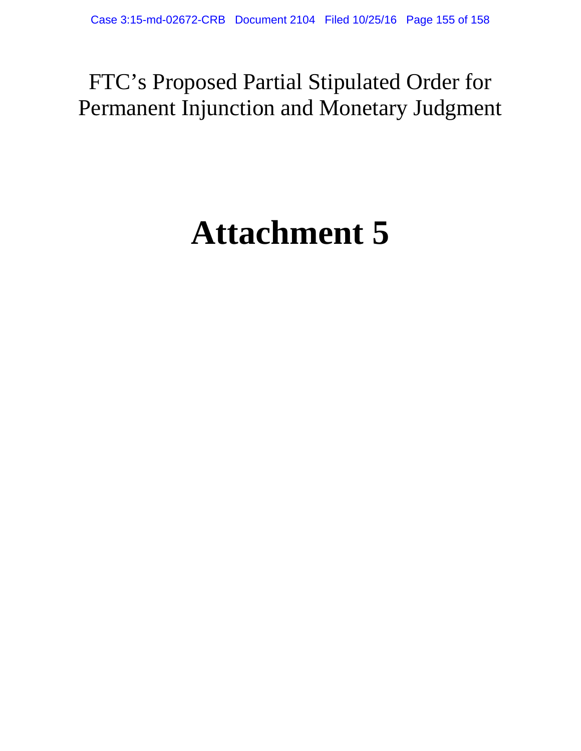FTC's Proposed Partial Stipulated Order for Permanent Injunction and Monetary Judgment

# Attachment 5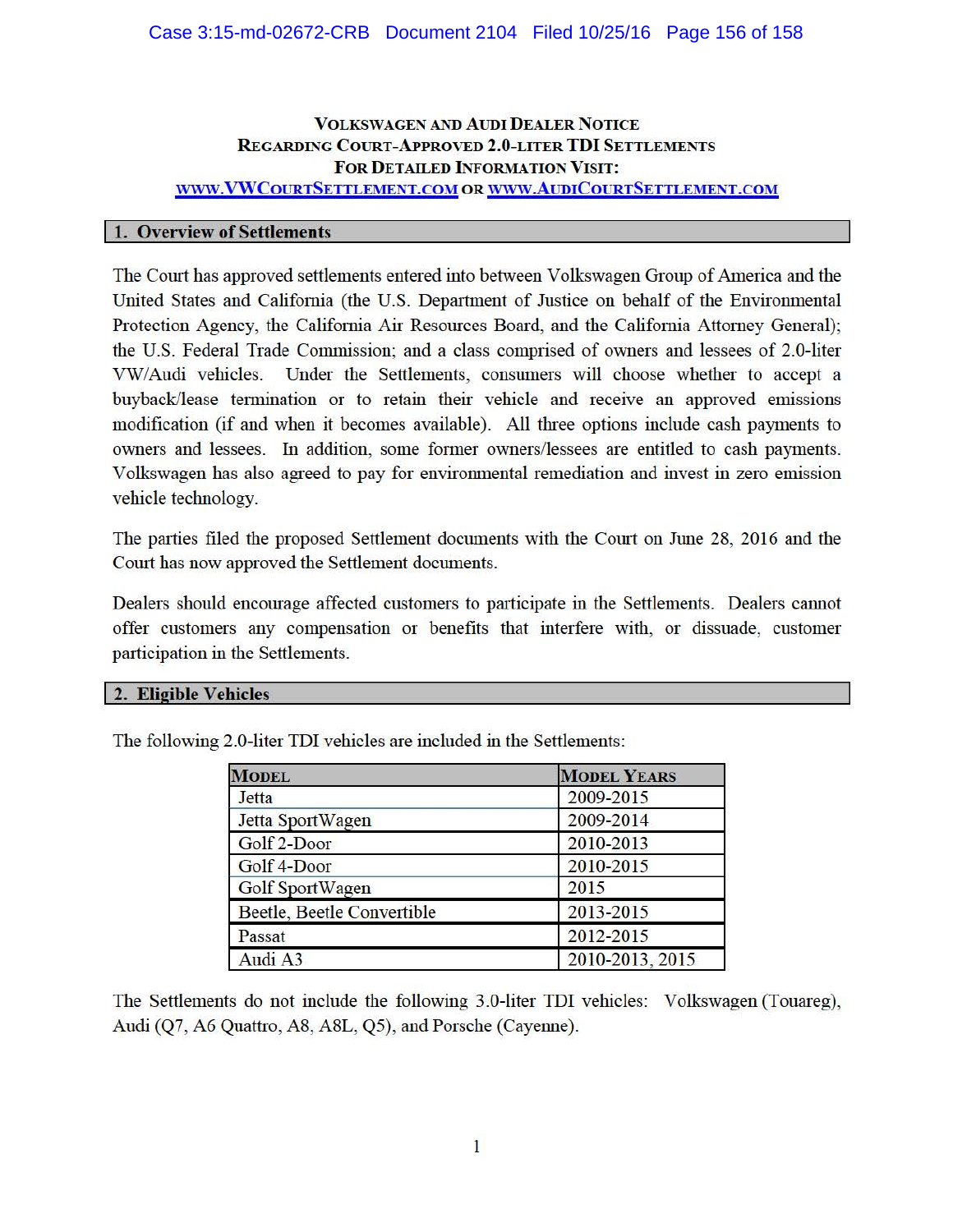# Volkswagen and Audi Dealer Notice Regarding Court-Approved 2.0-liter TDI Settlements For Detailed Information Visit: www.VWCourtSettlement.com or www.AudiCourtSettlement.com

## 1. Overview of Settlements

The Court has approved settlements entered into between Volkswagen Group of America and the United States and California (the U.S. Department of Justice on behalf of the Environmental Protection Agency, the California Air Resources Board, and the California Attorney General); the U.S. Federal Trade Commission; and a class comprised of owners and lessees of 2.0-liter VW/Audi vehicles. Under the Settlements, consumers will choose whether to accept a buyback/lease termination or to retain their vehicle and receive an approved emissions modification (if and when it becomes available). All three options include cash payments to owners and lessees. In addition, some former owners/lessees are entitled to cash payments. Volkswagen has also agreed to pay for environmental remediation and invest in zero emission vehicle technology.

The parties filed the proposed Settlement documents with the Court on June 28, 2016 and the Court has now approved the Settlement documents.

Dealers should encourage affected customers to participate in the Settlements. Dealers cannot offer customers any compensation or benefits that interfere with, or dissuade, customer participation in the Settlements.

## 2. Eligible Vehicles

The following 2.0-liter TDI vehicles are included in the Settlements:

| Model | Model Years |
|---|---|
| Jetta | 2009-2015 |
| Jetta SportWagen | 2009-2014 |
| Golf 2-Door | 2010-2013 |
| Golf 4-Door | 2010-2015 |
| Golf SportWagen | 2015 |
| Beetle, Beetle Convertible | 2013-2015 |
| Passat | 2012-2015 |
| Audi A3 | 2010-2013, 2015 |

The Settlements do not include the following 3.0-liter TDI vehicles: Volkswagen (Touareg), Audi (Q7, A6 Quattro, A8, A8L, Q5), and Porsche (Cayenne).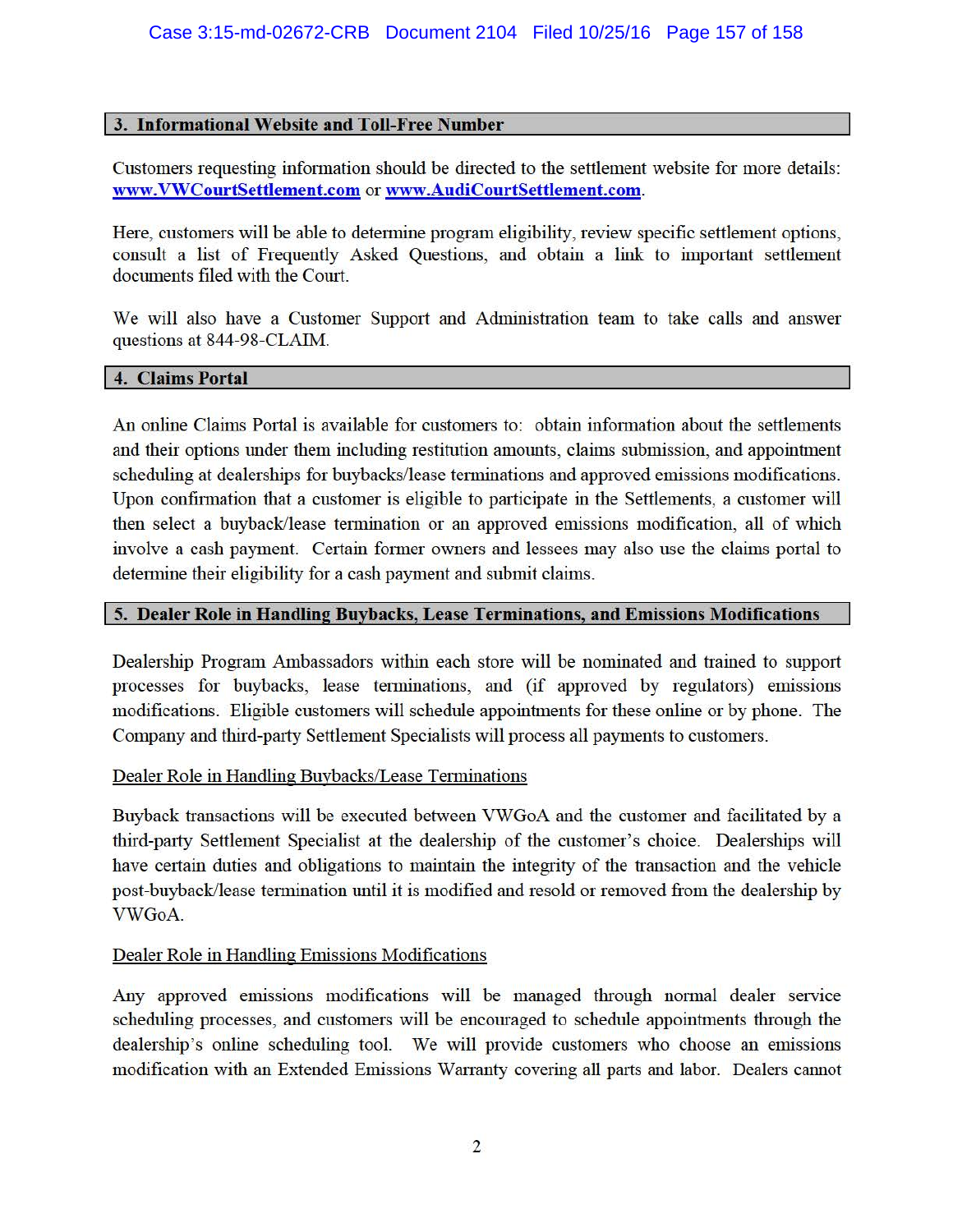## 3. Informational Website and Toll-Free Number

Customers requesting information should be directed to the settlement website for more details: **www.VWCourtSettlement.com** or **www.AudiCourtSettlement.com**.

Here, customers will be able to determine program eligibility, review specific settlement options, consult a list of Frequently Asked Questions, and obtain a link to important settlement documents filed with the Court.

We will also have a Customer Support and Administration team to take calls and answer questions at 844-98-CLAIM.

## 4. Claims Portal

An online Claims Portal is available for customers to: obtain information about the settlements and their options under them including restitution amounts, claims submission, and appointment scheduling at dealerships for buybacks/lease terminations and approved emissions modifications. Upon confirmation that a customer is eligible to participate in the Settlements, a customer will then select a buyback/lease termination or an approved emissions modification, all of which involve a cash payment. Certain former owners and lessees may also use the claims portal to determine their eligibility for a cash payment and submit claims.

## 5. Dealer Role in Handling Buybacks, Lease Terminations, and Emissions Modifications

Dealership Program Ambassadors within each store will be nominated and trained to support processes for buybacks, lease terminations, and (if approved by regulators) emissions modifications. Eligible customers will schedule appointments for these online or by phone. The Company and third-party Settlement Specialists will process all payments to customers.

Dealer Role in Handling Buybacks/Lease Terminations

Buyback transactions will be executed between VWGoA and the customer and facilitated by a third-party Settlement Specialist at the dealership of the customer's choice. Dealerships will have certain duties and obligations to maintain the integrity of the transaction and the vehicle post-buyback/lease termination until it is modified and resold or removed from the dealership by VWGoA.

Dealer Role in Handling Emissions Modifications

Any approved emissions modifications will be managed through normal dealer service scheduling processes, and customers will be encouraged to schedule appointments through the dealership's online scheduling tool. We will provide customers who choose an emissions modification with an Extended Emissions Warranty covering all parts and labor. Dealers cannot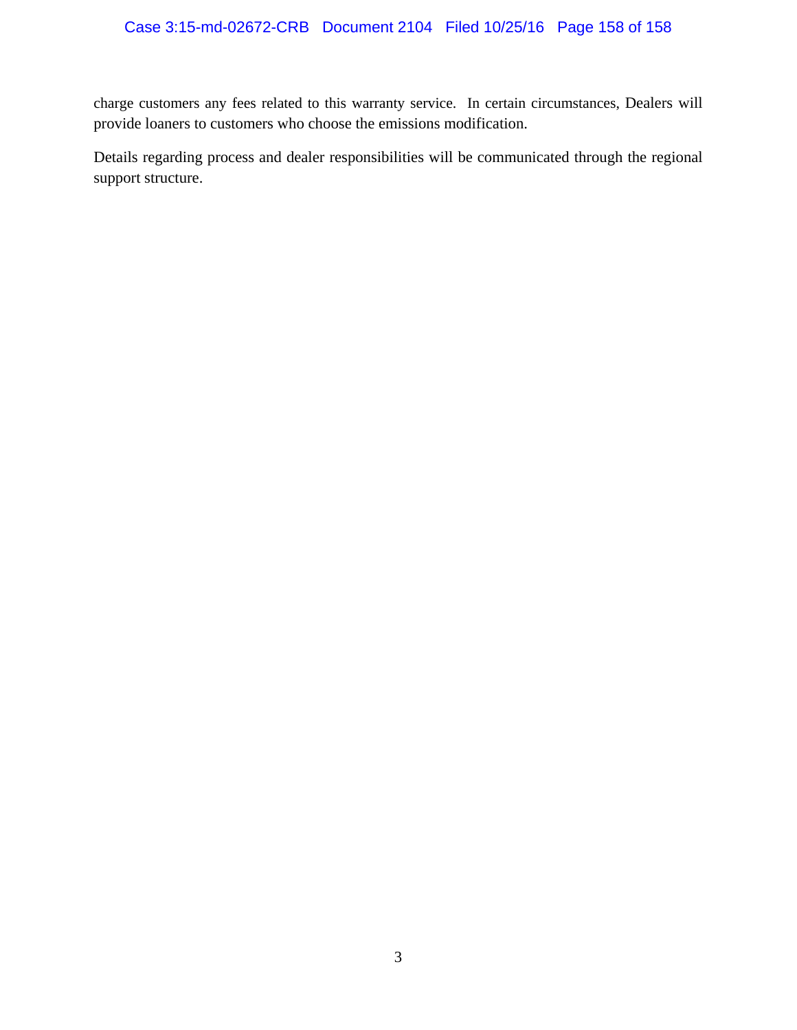charge customers any fees related to this warranty service. In certain circumstances, Dealers will provide loaners to customers who choose the emissions modification.

Details regarding process and dealer responsibilities will be communicated through the regional support structure.